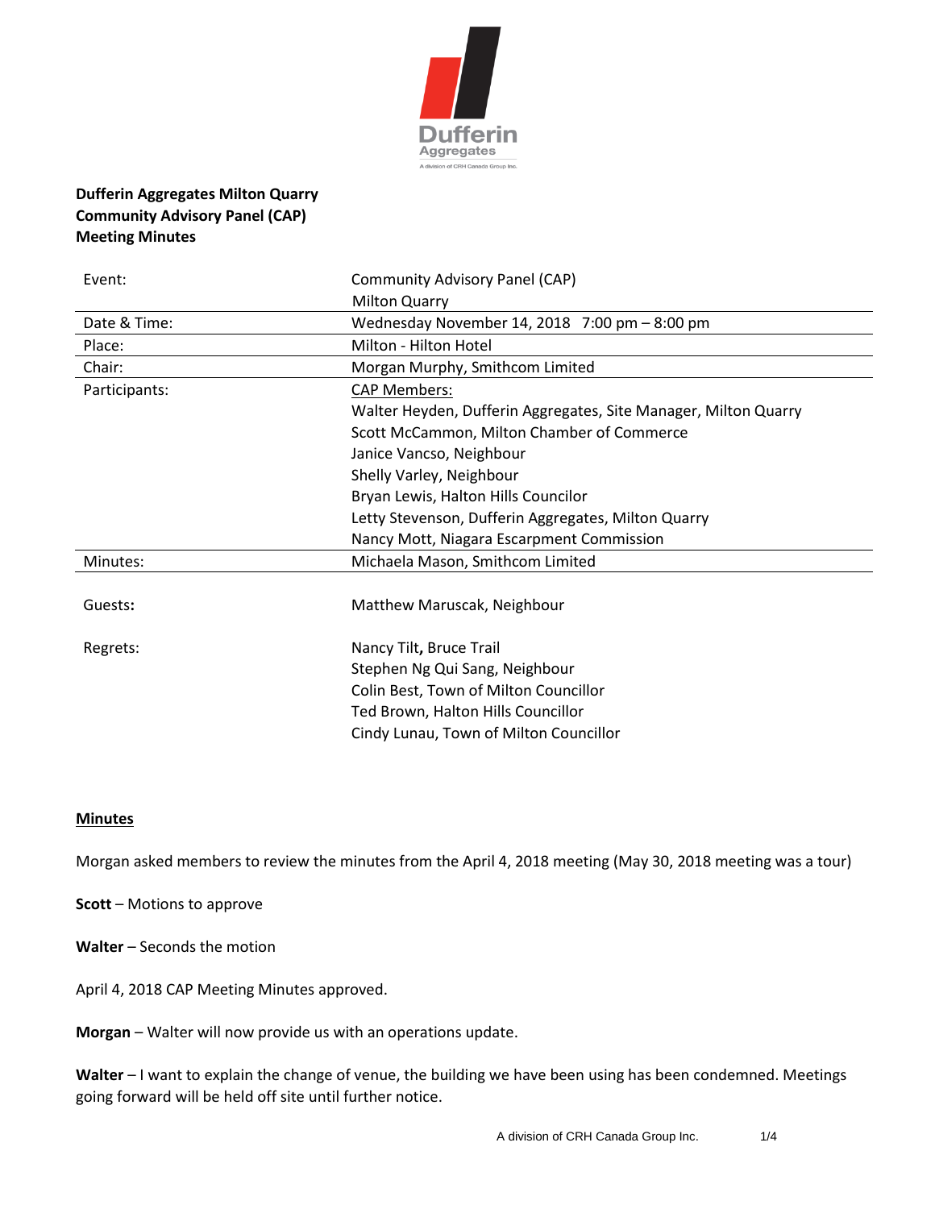**Dufferin Aggregates Milton Quarry**
**Community Advisory Panel (CAP)**
**Meeting Minutes**

| | |
|---|---|
| Event: | Community Advisory Panel (CAP)<br>Milton Quarry |
| Date & Time: | Wednesday November 14, 2018 7:00 pm – 8:00 pm |
| Place: | Milton - Hilton Hotel |
| Chair: | Morgan Murphy, Smithcom Limited |
| Participants: | CAP Members:<br>Walter Heyden, Dufferin Aggregates, Site Manager, Milton Quarry<br>Scott McCammon, Milton Chamber of Commerce<br>Janice Vancso, Neighbour<br>Shelly Varley, Neighbour<br>Bryan Lewis, Halton Hills Councilor<br>Letty Stevenson, Dufferin Aggregates, Milton Quarry<br>Nancy Mott, Niagara Escarpment Commission |
| Minutes: | Michaela Mason, Smithcom Limited |
| Guests: | Matthew Maruscak, Neighbour |
| Regrets: | Nancy Tilt, Bruce Trail<br>Stephen Ng Qui Sang, Neighbour<br>Colin Best, Town of Milton Councillor<br>Ted Brown, Halton Hills Councillor<br>Cindy Lunau, Town of Milton Councillor |

**Minutes**

Morgan asked members to review the minutes from the April 4, 2018 meeting (May 30, 2018 meeting was a tour)

**Scott** – Motions to approve

**Walter** – Seconds the motion

April 4, 2018 CAP Meeting Minutes approved.

**Morgan** – Walter will now provide us with an operations update.

**Walter** – I want to explain the change of venue, the building we have been using has been condemned. Meetings going forward will be held off site until further notice.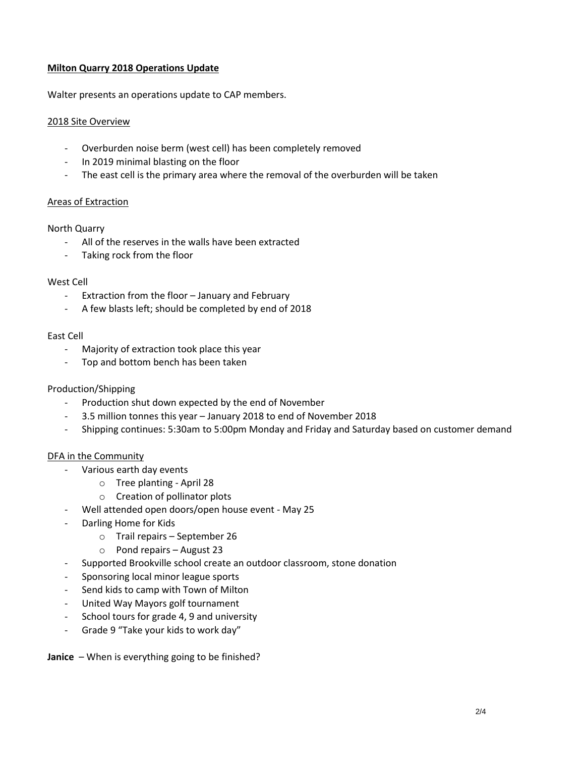**Milton Quarry 2018 Operations Update**

Walter presents an operations update to CAP members.

2018 Site Overview

- Overburden noise berm (west cell) has been completely removed
- In 2019 minimal blasting on the floor
- The east cell is the primary area where the removal of the overburden will be taken

Areas of Extraction

North Quarry
- All of the reserves in the walls have been extracted
- Taking rock from the floor

West Cell
- Extraction from the floor – January and February
- A few blasts left; should be completed by end of 2018

East Cell
- Majority of extraction took place this year
- Top and bottom bench has been taken

Production/Shipping
- Production shut down expected by the end of November
- 3.5 million tonnes this year – January 2018 to end of November 2018
- Shipping continues: 5:30am to 5:00pm Monday and Friday and Saturday based on customer demand

DFA in the Community
- Various earth day events
  - Tree planting - April 28
  - Creation of pollinator plots
- Well attended open doors/open house event - May 25
- Darling Home for Kids
  - Trail repairs – September 26
  - Pond repairs – August 23
- Supported Brookville school create an outdoor classroom, stone donation
- Sponsoring local minor league sports
- Send kids to camp with Town of Milton
- United Way Mayors golf tournament
- School tours for grade 4, 9 and university
- Grade 9 "Take your kids to work day"

**Janice** – When is everything going to be finished?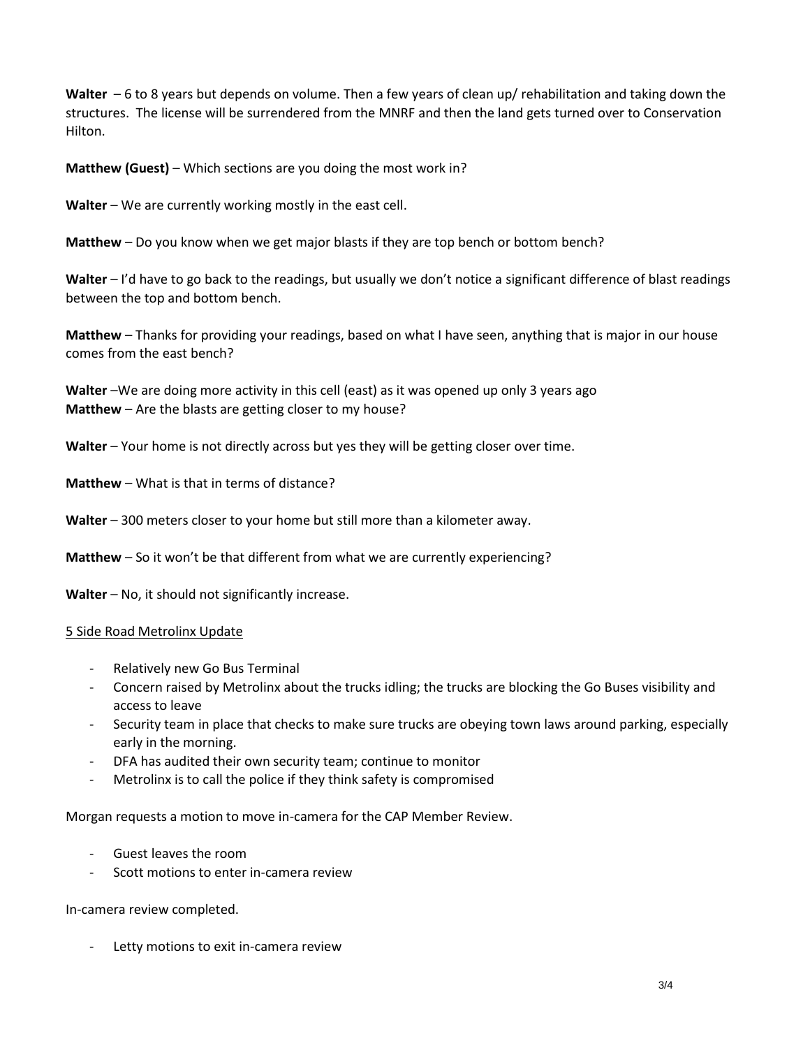**Walter** – 6 to 8 years but depends on volume. Then a few years of clean up/ rehabilitation and taking down the structures. The license will be surrendered from the MNRF and then the land gets turned over to Conservation Hilton.

**Matthew (Guest)** – Which sections are you doing the most work in?

**Walter** – We are currently working mostly in the east cell.

**Matthew** – Do you know when we get major blasts if they are top bench or bottom bench?

**Walter** – I'd have to go back to the readings, but usually we don't notice a significant difference of blast readings between the top and bottom bench.

**Matthew** – Thanks for providing your readings, based on what I have seen, anything that is major in our house comes from the east bench?

**Walter** –We are doing more activity in this cell (east) as it was opened up only 3 years ago

**Matthew** – Are the blasts are getting closer to my house?

**Walter** – Your home is not directly across but yes they will be getting closer over time.

**Matthew** – What is that in terms of distance?

**Walter** – 300 meters closer to your home but still more than a kilometer away.

**Matthew** – So it won't be that different from what we are currently experiencing?

**Walter** – No, it should not significantly increase.

<u>5 Side Road Metrolinx Update</u>

- Relatively new Go Bus Terminal
- Concern raised by Metrolinx about the trucks idling; the trucks are blocking the Go Buses visibility and access to leave
- Security team in place that checks to make sure trucks are obeying town laws around parking, especially early in the morning.
- DFA has audited their own security team; continue to monitor
- Metrolinx is to call the police if they think safety is compromised

Morgan requests a motion to move in-camera for the CAP Member Review.

- Guest leaves the room
- Scott motions to enter in-camera review

In-camera review completed.

- Letty motions to exit in-camera review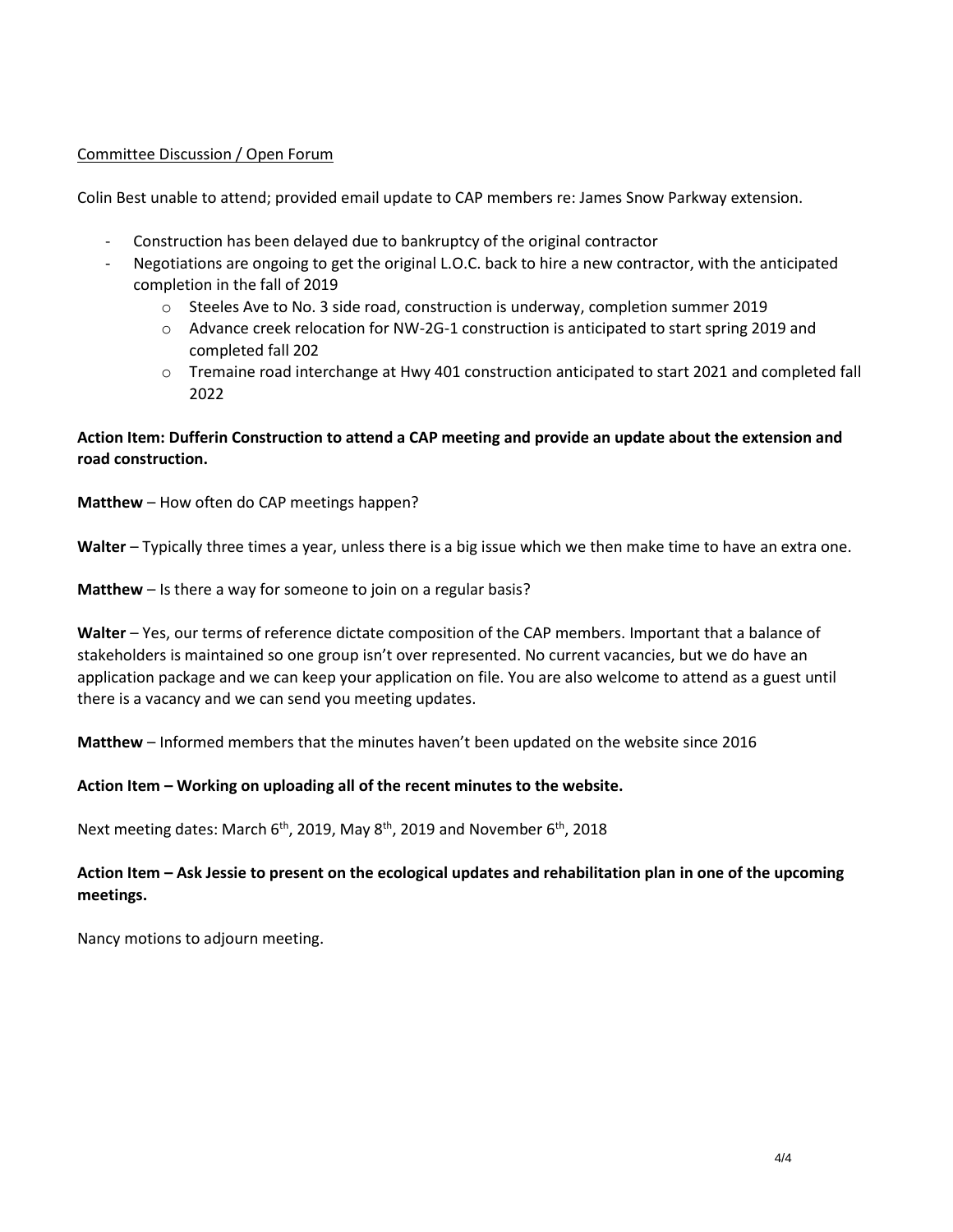Committee Discussion / Open Forum

Colin Best unable to attend; provided email update to CAP members re: James Snow Parkway extension.

- Construction has been delayed due to bankruptcy of the original contractor
- Negotiations are ongoing to get the original L.O.C. back to hire a new contractor, with the anticipated completion in the fall of 2019
    - Steeles Ave to No. 3 side road, construction is underway, completion summer 2019
    - Advance creek relocation for NW-2G-1 construction is anticipated to start spring 2019 and completed fall 202
    - Tremaine road interchange at Hwy 401 construction anticipated to start 2021 and completed fall 2022

**Action Item: Dufferin Construction to attend a CAP meeting and provide an update about the extension and road construction.**

**Matthew** – How often do CAP meetings happen?

**Walter** – Typically three times a year, unless there is a big issue which we then make time to have an extra one.

**Matthew** – Is there a way for someone to join on a regular basis?

**Walter** – Yes, our terms of reference dictate composition of the CAP members. Important that a balance of stakeholders is maintained so one group isn't over represented. No current vacancies, but we do have an application package and we can keep your application on file. You are also welcome to attend as a guest until there is a vacancy and we can send you meeting updates.

**Matthew** – Informed members that the minutes haven't been updated on the website since 2016

**Action Item – Working on uploading all of the recent minutes to the website.**

Next meeting dates: March 6th, 2019, May 8th, 2019 and November 6th, 2018

**Action Item – Ask Jessie to present on the ecological updates and rehabilitation plan in one of the upcoming meetings.**

Nancy motions to adjourn meeting.